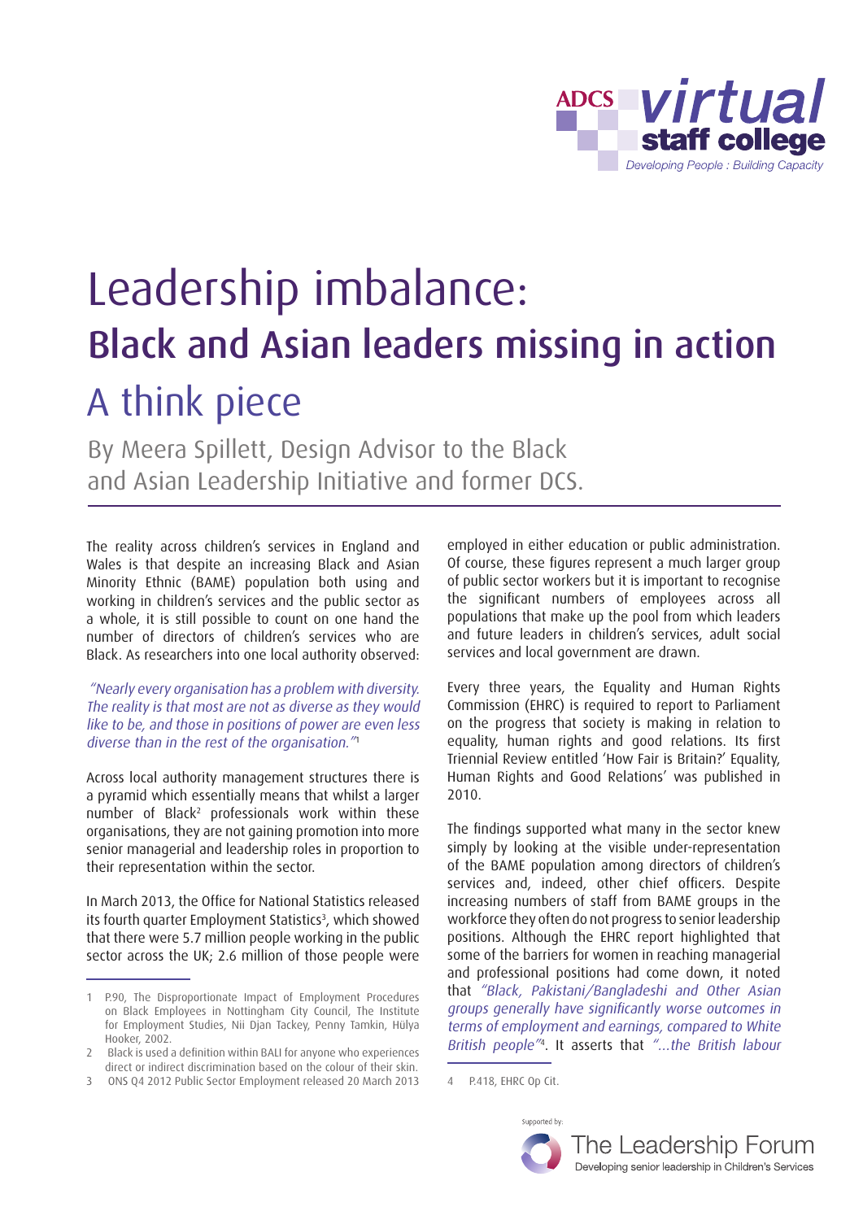# Leadership imbalance:

## Black and Asian leaders missing in action

## A think piece

By Meera Spillett, Design Advisor to the Black and Asian Leadership Initiative and former DCS.

The reality across children's services in England and Wales is that despite an increasing Black and Asian Minority Ethnic (BAME) population both using and working in children's services and the public sector as a whole, it is still possible to count on one hand the number of directors of children's services who are Black. As researchers into one local authority observed:

*"Nearly every organisation has a problem with diversity. The reality is that most are not as diverse as they would like to be, and those in positions of power are even less diverse than in the rest of the organisation."*[1]

Across local authority management structures there is a pyramid which essentially means that whilst a larger number of Black[2] professionals work within these organisations, they are not gaining promotion into more senior managerial and leadership roles in proportion to their representation within the sector.

In March 2013, the Office for National Statistics released its fourth quarter Employment Statistics[3], which showed that there were 5.7 million people working in the public sector across the UK; 2.6 million of those people were employed in either education or public administration. Of course, these figures represent a much larger group of public sector workers but it is important to recognise the significant numbers of employees across all populations that make up the pool from which leaders and future leaders in children's services, adult social services and local government are drawn.

Every three years, the Equality and Human Rights Commission (EHRC) is required to report to Parliament on the progress that society is making in relation to equality, human rights and good relations. Its first Triennial Review entitled 'How Fair is Britain?' Equality, Human Rights and Good Relations' was published in 2010.

The findings supported what many in the sector knew simply by looking at the visible under-representation of the BAME population among directors of children's services and, indeed, other chief officers. Despite increasing numbers of staff from BAME groups in the workforce they often do not progress to senior leadership positions. Although the EHRC report highlighted that some of the barriers for women in reaching managerial and professional positions had come down, it noted that *"Black, Pakistani/Bangladeshi and Other Asian groups generally have significantly worse outcomes in terms of employment and earnings, compared to White British people"*[4]. It asserts that *"...the British labour*

1 P.90, The Disproportionate Impact of Employment Procedures on Black Employees in Nottingham City Council, The Institute for Employment Studies, Nii Djan Tackey, Penny Tamkin, Hülya Hooker, 2002.

2 Black is used a definition within BALI for anyone who experiences direct or indirect discrimination based on the colour of their skin.

3 ONS Q4 2012 Public Sector Employment released 20 March 2013

4 P.418, EHRC Op Cit.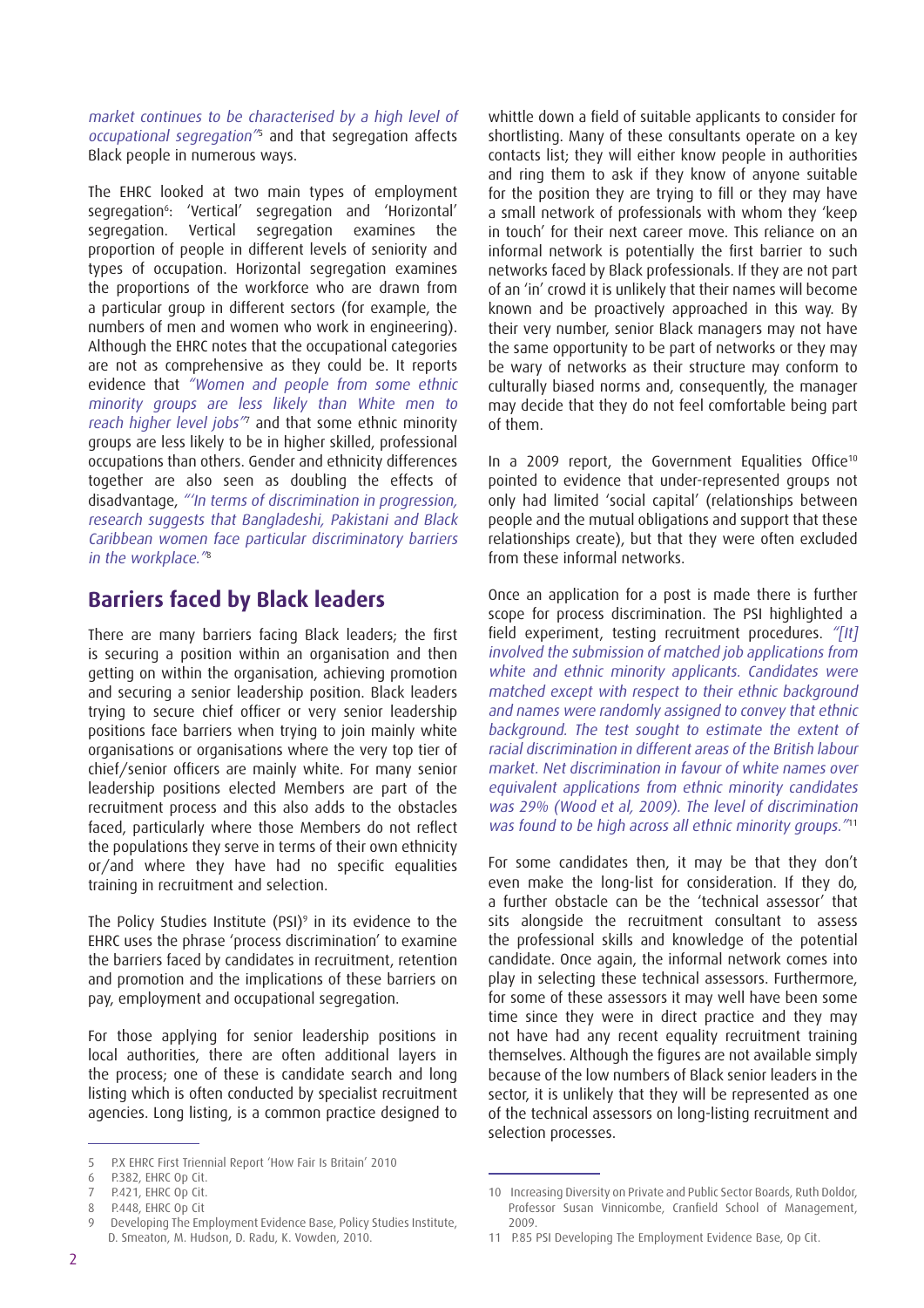*market continues to be characterised by a high level of occupational segregation"*[5] and that segregation affects Black people in numerous ways.

The EHRC looked at two main types of employment segregation[6]: 'Vertical' segregation and 'Horizontal' segregation. Vertical segregation examines the proportion of people in different levels of seniority and types of occupation. Horizontal segregation examines the proportions of the workforce who are drawn from a particular group in different sectors (for example, the numbers of men and women who work in engineering). Although the EHRC notes that the occupational categories are not as comprehensive as they could be. It reports evidence that *"Women and people from some ethnic minority groups are less likely than White men to reach higher level jobs"*[7] and that some ethnic minority groups are less likely to be in higher skilled, professional occupations than others. Gender and ethnicity differences together are also seen as doubling the effects of disadvantage, *"'In terms of discrimination in progression, research suggests that Bangladeshi, Pakistani and Black Caribbean women face particular discriminatory barriers in the workplace."*[8]

## Barriers faced by Black leaders

There are many barriers facing Black leaders; the first is securing a position within an organisation and then getting on within the organisation, achieving promotion and securing a senior leadership position. Black leaders trying to secure chief officer or very senior leadership positions face barriers when trying to join mainly white organisations or organisations where the very top tier of chief/senior officers are mainly white. For many senior leadership positions elected Members are part of the recruitment process and this also adds to the obstacles faced, particularly where those Members do not reflect the populations they serve in terms of their own ethnicity or/and where they have had no specific equalities training in recruitment and selection.

The Policy Studies Institute (PSI)[9] in its evidence to the EHRC uses the phrase 'process discrimination' to examine the barriers faced by candidates in recruitment, retention and promotion and the implications of these barriers on pay, employment and occupational segregation.

For those applying for senior leadership positions in local authorities, there are often additional layers in the process; one of these is candidate search and long listing which is often conducted by specialist recruitment agencies. Long listing, is a common practice designed to whittle down a field of suitable applicants to consider for shortlisting. Many of these consultants operate on a key contacts list; they will either know people in authorities and ring them to ask if they know of anyone suitable for the position they are trying to fill or they may have a small network of professionals with whom they 'keep in touch' for their next career move. This reliance on an informal network is potentially the first barrier to such networks faced by Black professionals. If they are not part of an 'in' crowd it is unlikely that their names will become known and be proactively approached in this way. By their very number, senior Black managers may not have the same opportunity to be part of networks or they may be wary of networks as their structure may conform to culturally biased norms and, consequently, the manager may decide that they do not feel comfortable being part of them.

In a 2009 report, the Government Equalities Office[10] pointed to evidence that under-represented groups not only had limited 'social capital' (relationships between people and the mutual obligations and support that these relationships create), but that they were often excluded from these informal networks.

Once an application for a post is made there is further scope for process discrimination. The PSI highlighted a field experiment, testing recruitment procedures. *"[It] involved the submission of matched job applications from white and ethnic minority applicants. Candidates were matched except with respect to their ethnic background and names were randomly assigned to convey that ethnic background. The test sought to estimate the extent of racial discrimination in different areas of the British labour market. Net discrimination in favour of white names over equivalent applications from ethnic minority candidates was 29% (Wood et al, 2009). The level of discrimination was found to be high across all ethnic minority groups."*[11]

For some candidates then, it may be that they don't even make the long-list for consideration. If they do, a further obstacle can be the 'technical assessor' that sits alongside the recruitment consultant to assess the professional skills and knowledge of the potential candidate. Once again, the informal network comes into play in selecting these technical assessors. Furthermore, for some of these assessors it may well have been some time since they were in direct practice and they may not have had any recent equality recruitment training themselves. Although the figures are not available simply because of the low numbers of Black senior leaders in the sector, it is unlikely that they will be represented as one of the technical assessors on long-listing recruitment and selection processes.

---

5 P.X EHRC First Triennial Report 'How Fair Is Britain' 2010

6 P.382, EHRC Op Cit.

7 P.421, EHRC Op Cit.

8 P.448, EHRC Op Cit

9 Developing The Employment Evidence Base, Policy Studies Institute, D. Smeaton, M. Hudson, D. Radu, K. Vowden, 2010.

10 Increasing Diversity on Private and Public Sector Boards, Ruth Doldor, Professor Susan Vinnicombe, Cranfield School of Management, 2009.

11 P.85 PSI Developing The Employment Evidence Base, Op Cit.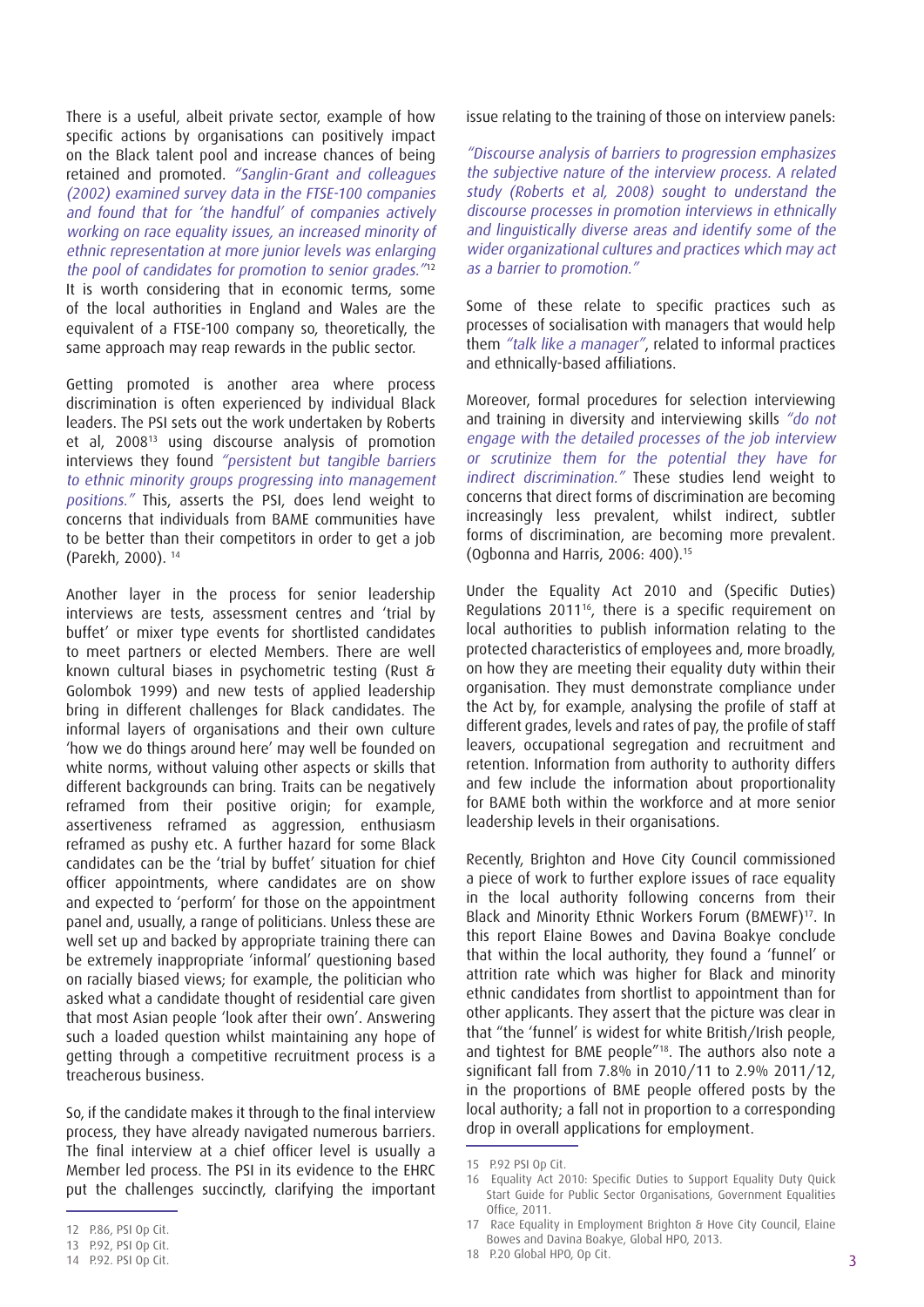There is a useful, albeit private sector, example of how specific actions by organisations can positively impact on the Black talent pool and increase chances of being retained and promoted. *"Sanglin-Grant and colleagues (2002) examined survey data in the FTSE-100 companies and found that for 'the handful' of companies actively working on race equality issues, an increased minority of ethnic representation at more junior levels was enlarging the pool of candidates for promotion to senior grades."*[12] It is worth considering that in economic terms, some of the local authorities in England and Wales are the equivalent of a FTSE-100 company so, theoretically, the same approach may reap rewards in the public sector.

Getting promoted is another area where process discrimination is often experienced by individual Black leaders. The PSI sets out the work undertaken by Roberts et al, 2008[13] using discourse analysis of promotion interviews they found *"persistent but tangible barriers to ethnic minority groups progressing into management positions."* This, asserts the PSI, does lend weight to concerns that individuals from BAME communities have to be better than their competitors in order to get a job (Parekh, 2000). [14]

Another layer in the process for senior leadership interviews are tests, assessment centres and 'trial by buffet' or mixer type events for shortlisted candidates to meet partners or elected Members. There are well known cultural biases in psychometric testing (Rust & Golombok 1999) and new tests of applied leadership bring in different challenges for Black candidates. The informal layers of organisations and their own culture 'how we do things around here' may well be founded on white norms, without valuing other aspects or skills that different backgrounds can bring. Traits can be negatively reframed from their positive origin; for example, assertiveness reframed as aggression, enthusiasm reframed as pushy etc. A further hazard for some Black candidates can be the 'trial by buffet' situation for chief officer appointments, where candidates are on show and expected to 'perform' for those on the appointment panel and, usually, a range of politicians. Unless these are well set up and backed by appropriate training there can be extremely inappropriate 'informal' questioning based on racially biased views; for example, the politician who asked what a candidate thought of residential care given that most Asian people 'look after their own'. Answering such a loaded question whilst maintaining any hope of getting through a competitive recruitment process is a treacherous business.

So, if the candidate makes it through to the final interview process, they have already navigated numerous barriers. The final interview at a chief officer level is usually a Member led process. The PSI in its evidence to the EHRC put the challenges succinctly, clarifying the important issue relating to the training of those on interview panels:

*"Discourse analysis of barriers to progression emphasizes the subjective nature of the interview process. A related study (Roberts et al, 2008) sought to understand the discourse processes in promotion interviews in ethnically and linguistically diverse areas and identify some of the wider organizational cultures and practices which may act as a barrier to promotion."*

Some of these relate to specific practices such as processes of socialisation with managers that would help them *"talk like a manager"*, related to informal practices and ethnically-based affiliations.

Moreover, formal procedures for selection interviewing and training in diversity and interviewing skills *"do not engage with the detailed processes of the job interview or scrutinize them for the potential they have for indirect discrimination."* These studies lend weight to concerns that direct forms of discrimination are becoming increasingly less prevalent, whilst indirect, subtler forms of discrimination, are becoming more prevalent. (Ogbonna and Harris, 2006: 400).[15]

Under the Equality Act 2010 and (Specific Duties) Regulations 2011[16], there is a specific requirement on local authorities to publish information relating to the protected characteristics of employees and, more broadly, on how they are meeting their equality duty within their organisation. They must demonstrate compliance under the Act by, for example, analysing the profile of staff at different grades, levels and rates of pay, the profile of staff leavers, occupational segregation and recruitment and retention. Information from authority to authority differs and few include the information about proportionality for BAME both within the workforce and at more senior leadership levels in their organisations.

Recently, Brighton and Hove City Council commissioned a piece of work to further explore issues of race equality in the local authority following concerns from their Black and Minority Ethnic Workers Forum (BMEWF)[17]. In this report Elaine Bowes and Davina Boakye conclude that within the local authority, they found a 'funnel' or attrition rate which was higher for Black and minority ethnic candidates from shortlist to appointment than for other applicants. They assert that the picture was clear in that "the 'funnel' is widest for white British/Irish people, and tightest for BME people"[18]. The authors also note a significant fall from 7.8% in 2010/11 to 2.9% 2011/12, in the proportions of BME people offered posts by the local authority; a fall not in proportion to a corresponding drop in overall applications for employment.

12 P.86, PSI Op Cit.

13 P.92, PSI Op Cit.

14 P.92. PSI Op Cit.

15 P.92 PSI Op Cit.

16 Equality Act 2010: Specific Duties to Support Equality Duty Quick Start Guide for Public Sector Organisations, Government Equalities Office, 2011.

17 Race Equality in Employment Brighton & Hove City Council, Elaine Bowes and Davina Boakye, Global HPO, 2013.

18 P.20 Global HPO, Op Cit.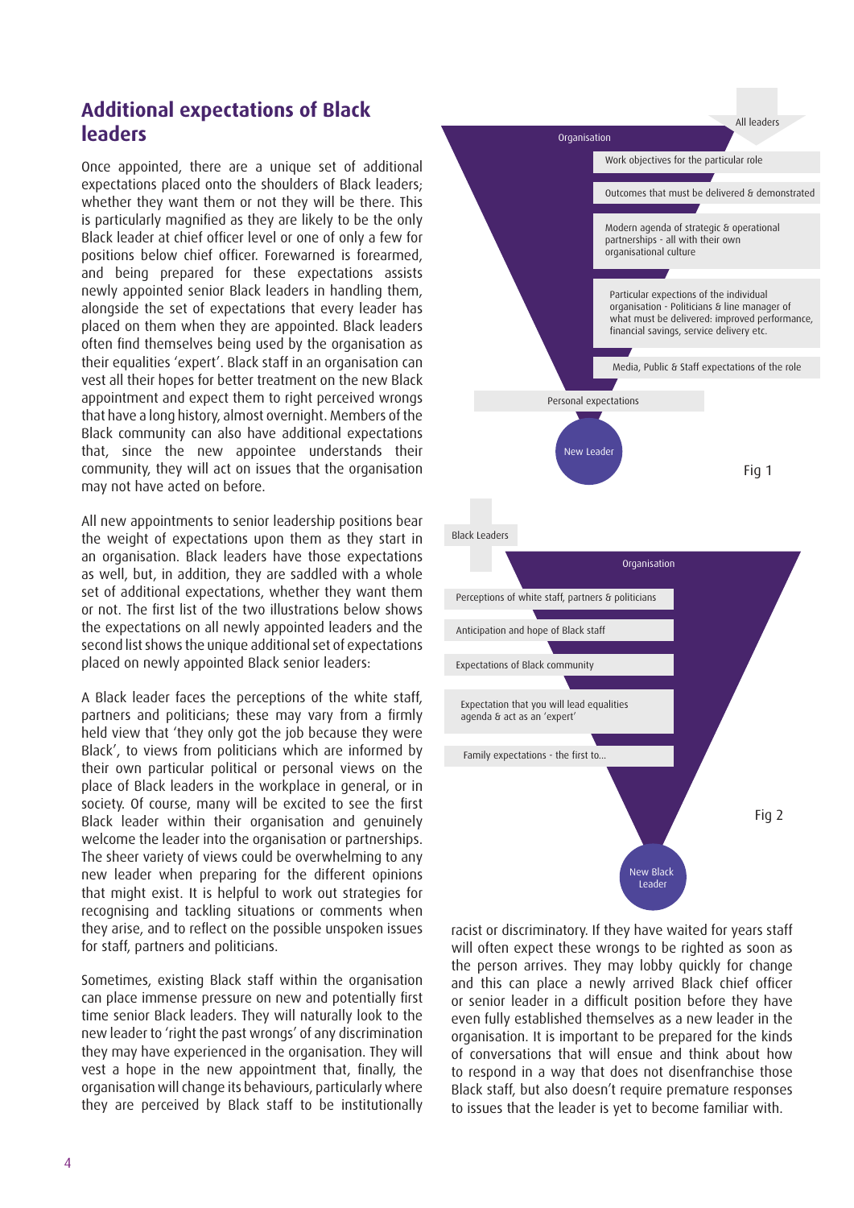## Additional expectations of Black leaders

Once appointed, there are a unique set of additional expectations placed onto the shoulders of Black leaders; whether they want them or not they will be there. This is particularly magnified as they are likely to be the only Black leader at chief officer level or one of only a few for positions below chief officer. Forewarned is forearmed, and being prepared for these expectations assists newly appointed senior Black leaders in handling them, alongside the set of expectations that every leader has placed on them when they are appointed. Black leaders often find themselves being used by the organisation as their equalities 'expert'. Black staff in an organisation can vest all their hopes for better treatment on the new Black appointment and expect them to right perceived wrongs that have a long history, almost overnight. Members of the Black community can also have additional expectations that, since the new appointee understands their community, they will act on issues that the organisation may not have acted on before.

All new appointments to senior leadership positions bear the weight of expectations upon them as they start in an organisation. Black leaders have those expectations as well, but, in addition, they are saddled with a whole set of additional expectations, whether they want them or not. The first list of the two illustrations below shows the expectations on all newly appointed leaders and the second list shows the unique additional set of expectations placed on newly appointed Black senior leaders:

All leaders

Organisation

Work objectives for the particular role

Outcomes that must be delivered & demonstrated

Modern agenda of strategic & operational partnerships - all with their own organisational culture

Particular expections of the individual organisation - Politicians & line manager of what must be delivered: improved performance, financial savings, service delivery etc.

Media, Public & Staff expectations of the role

Personal expectations

New Leader

Fig 1

Black Leaders

Organisation

Perceptions of white staff, partners & politicians

Anticipation and hope of Black staff

Expectations of Black community

Expectation that you will lead equalities agenda & act as an 'expert'

Family expectations - the first to...

New Black Leader

Fig 2

A Black leader faces the perceptions of the white staff, partners and politicians; these may vary from a firmly held view that 'they only got the job because they were Black', to views from politicians which are informed by their own particular political or personal views on the place of Black leaders in the workplace in general, or in society. Of course, many will be excited to see the first Black leader within their organisation and genuinely welcome the leader into the organisation or partnerships. The sheer variety of views could be overwhelming to any new leader when preparing for the different opinions that might exist. It is helpful to work out strategies for recognising and tackling situations or comments when they arise, and to reflect on the possible unspoken issues for staff, partners and politicians.

Sometimes, existing Black staff within the organisation can place immense pressure on new and potentially first time senior Black leaders. They will naturally look to the new leader to 'right the past wrongs' of any discrimination they may have experienced in the organisation. They will vest a hope in the new appointment that, finally, the organisation will change its behaviours, particularly where they are perceived by Black staff to be institutionally racist or discriminatory. If they have waited for years staff will often expect these wrongs to be righted as soon as the person arrives. They may lobby quickly for change and this can place a newly arrived Black chief officer or senior leader in a difficult position before they have even fully established themselves as a new leader in the organisation. It is important to be prepared for the kinds of conversations that will ensue and think about how to respond in a way that does not disenfranchise those Black staff, but also doesn't require premature responses to issues that the leader is yet to become familiar with.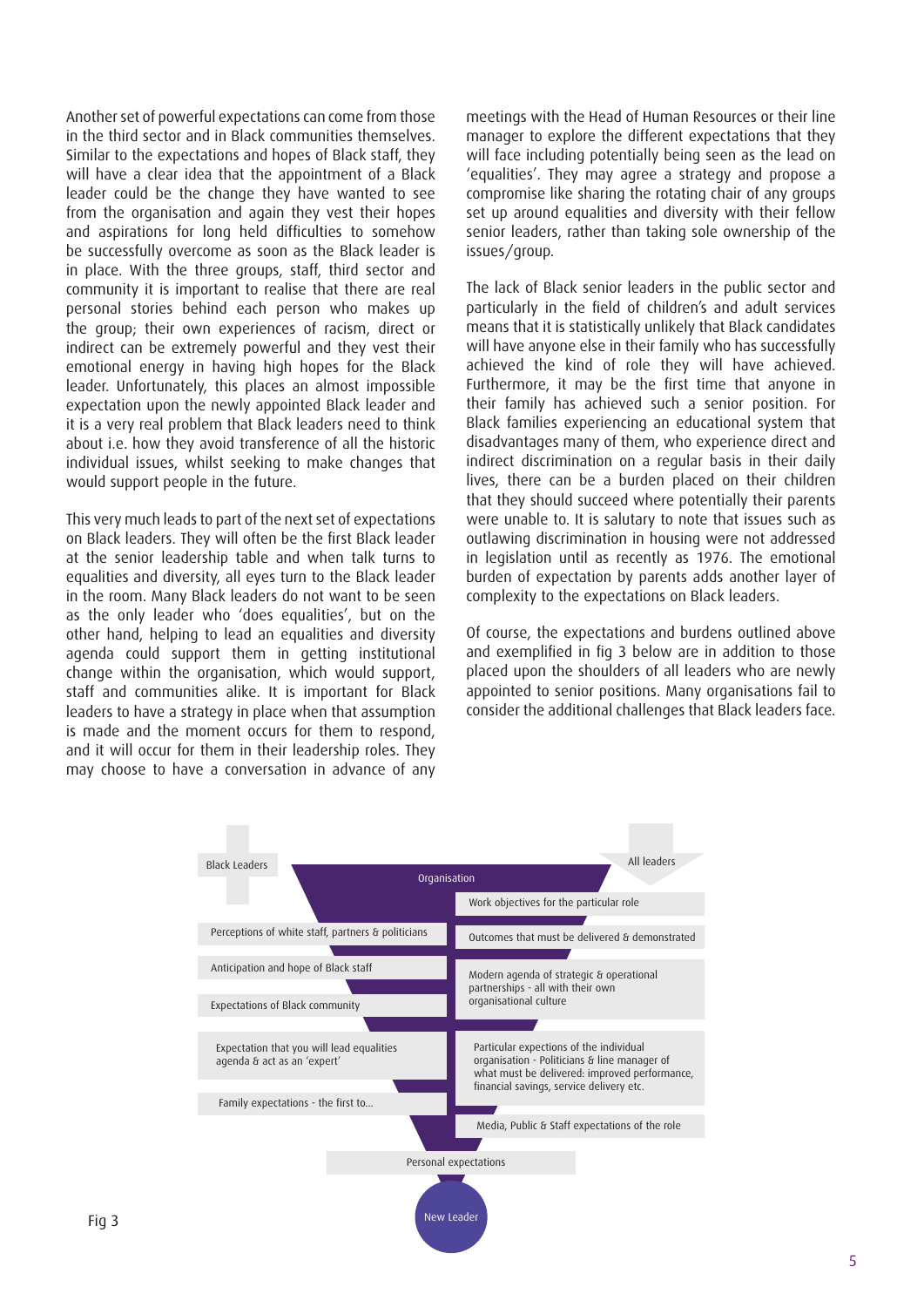Another set of powerful expectations can come from those in the third sector and in Black communities themselves. Similar to the expectations and hopes of Black staff, they will have a clear idea that the appointment of a Black leader could be the change they have wanted to see from the organisation and again they vest their hopes and aspirations for long held difficulties to somehow be successfully overcome as soon as the Black leader is in place. With the three groups, staff, third sector and community it is important to realise that there are real personal stories behind each person who makes up the group; their own experiences of racism, direct or indirect can be extremely powerful and they vest their emotional energy in having high hopes for the Black leader. Unfortunately, this places an almost impossible expectation upon the newly appointed Black leader and it is a very real problem that Black leaders need to think about i.e. how they avoid transference of all the historic individual issues, whilst seeking to make changes that would support people in the future.

This very much leads to part of the next set of expectations on Black leaders. They will often be the first Black leader at the senior leadership table and when talk turns to equalities and diversity, all eyes turn to the Black leader in the room. Many Black leaders do not want to be seen as the only leader who 'does equalities', but on the other hand, helping to lead an equalities and diversity agenda could support them in getting institutional change within the organisation, which would support, staff and communities alike. It is important for Black leaders to have a strategy in place when that assumption is made and the moment occurs for them to respond, and it will occur for them in their leadership roles. They may choose to have a conversation in advance of any meetings with the Head of Human Resources or their line manager to explore the different expectations that they will face including potentially being seen as the lead on 'equalities'. They may agree a strategy and propose a compromise like sharing the rotating chair of any groups set up around equalities and diversity with their fellow senior leaders, rather than taking sole ownership of the issues/group.

The lack of Black senior leaders in the public sector and particularly in the field of children's and adult services means that it is statistically unlikely that Black candidates will have anyone else in their family who has successfully achieved the kind of role they will have achieved. Furthermore, it may be the first time that anyone in their family has achieved such a senior position. For Black families experiencing an educational system that disadvantages many of them, who experience direct and indirect discrimination on a regular basis in their daily lives, there can be a burden placed on their children that they should succeed where potentially their parents were unable to. It is salutary to note that issues such as outlawing discrimination in housing were not addressed in legislation until as recently as 1976. The emotional burden of expectation by parents adds another layer of complexity to the expectations on Black leaders.

Of course, the expectations and burdens outlined above and exemplified in fig 3 below are in addition to those placed upon the shoulders of all leaders who are newly appointed to senior positions. Many organisations fail to consider the additional challenges that Black leaders face.

Black Leaders

All leaders

Organisation

Work objectives for the particular role

Perceptions of white staff, partners & politicians

Outcomes that must be delivered & demonstrated

Anticipation and hope of Black staff

Modern agenda of strategic & operational partnerships - all with their own organisational culture

Expectations of Black community

Expectation that you will lead equalities agenda & act as an 'expert'

Particular expections of the individual organisation - Politicians & line manager of what must be delivered: improved performance, financial savings, service delivery etc.

Family expectations - the first to...

Media, Public & Staff expectations of the role

Personal expectations

New Leader

Fig 3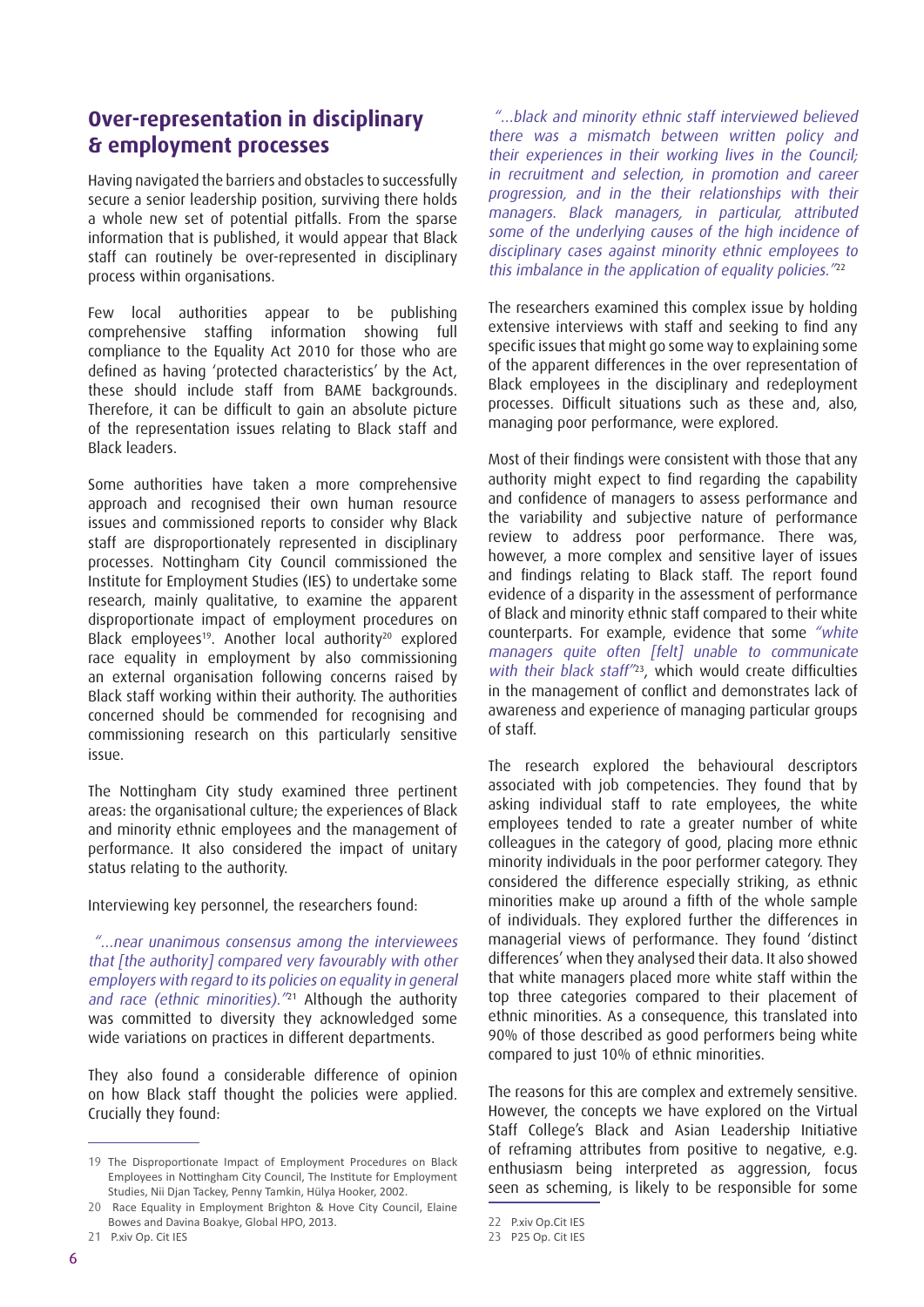## Over-representation in disciplinary & employment processes

Having navigated the barriers and obstacles to successfully secure a senior leadership position, surviving there holds a whole new set of potential pitfalls. From the sparse information that is published, it would appear that Black staff can routinely be over-represented in disciplinary process within organisations.

Few local authorities appear to be publishing comprehensive staffing information showing full compliance to the Equality Act 2010 for those who are defined as having 'protected characteristics' by the Act, these should include staff from BAME backgrounds. Therefore, it can be difficult to gain an absolute picture of the representation issues relating to Black staff and Black leaders.

Some authorities have taken a more comprehensive approach and recognised their own human resource issues and commissioned reports to consider why Black staff are disproportionately represented in disciplinary processes. Nottingham City Council commissioned the Institute for Employment Studies (IES) to undertake some research, mainly qualitative, to examine the apparent disproportionate impact of employment procedures on Black employees[19]. Another local authority[20] explored race equality in employment by also commissioning an external organisation following concerns raised by Black staff working within their authority. The authorities concerned should be commended for recognising and commissioning research on this particularly sensitive issue.

The Nottingham City study examined three pertinent areas: the organisational culture; the experiences of Black and minority ethnic employees and the management of performance. It also considered the impact of unitary status relating to the authority.

Interviewing key personnel, the researchers found:

*"...near unanimous consensus among the interviewees that [the authority] compared very favourably with other employers with regard to its policies on equality in general and race (ethnic minorities)."*[21] Although the authority was committed to diversity they acknowledged some wide variations on practices in different departments.

They also found a considerable difference of opinion on how Black staff thought the policies were applied. Crucially they found:

*"...black and minority ethnic staff interviewed believed there was a mismatch between written policy and their experiences in their working lives in the Council; in recruitment and selection, in promotion and career progression, and in the their relationships with their managers. Black managers, in particular, attributed some of the underlying causes of the high incidence of disciplinary cases against minority ethnic employees to this imbalance in the application of equality policies."*[22]

The researchers examined this complex issue by holding extensive interviews with staff and seeking to find any specific issues that might go some way to explaining some of the apparent differences in the over representation of Black employees in the disciplinary and redeployment processes. Difficult situations such as these and, also, managing poor performance, were explored.

Most of their findings were consistent with those that any authority might expect to find regarding the capability and confidence of managers to assess performance and the variability and subjective nature of performance review to address poor performance. There was, however, a more complex and sensitive layer of issues and findings relating to Black staff. The report found evidence of a disparity in the assessment of performance of Black and minority ethnic staff compared to their white counterparts. For example, evidence that some *"white managers quite often [felt] unable to communicate with their black staff"*[23], which would create difficulties in the management of conflict and demonstrates lack of awareness and experience of managing particular groups of staff.

The research explored the behavioural descriptors associated with job competencies. They found that by asking individual staff to rate employees, the white employees tended to rate a greater number of white colleagues in the category of good, placing more ethnic minority individuals in the poor performer category. They considered the difference especially striking, as ethnic minorities make up around a fifth of the whole sample of individuals. They explored further the differences in managerial views of performance. They found 'distinct differences' when they analysed their data. It also showed that white managers placed more white staff within the top three categories compared to their placement of ethnic minorities. As a consequence, this translated into 90% of those described as good performers being white compared to just 10% of ethnic minorities.

The reasons for this are complex and extremely sensitive. However, the concepts we have explored on the Virtual Staff College's Black and Asian Leadership Initiative of reframing attributes from positive to negative, e.g. enthusiasm being interpreted as aggression, focus seen as scheming, is likely to be responsible for some

---

19 The Disproportionate Impact of Employment Procedures on Black Employees in Nottingham City Council, The Institute for Employment Studies, Nii Djan Tackey, Penny Tamkin, Hülya Hooker, 2002.

20 Race Equality in Employment Brighton & Hove City Council, Elaine Bowes and Davina Boakye, Global HPO, 2013.

21 P.xiv Op. Cit IES

22 P.xiv Op.Cit IES

23 P25 Op. Cit IES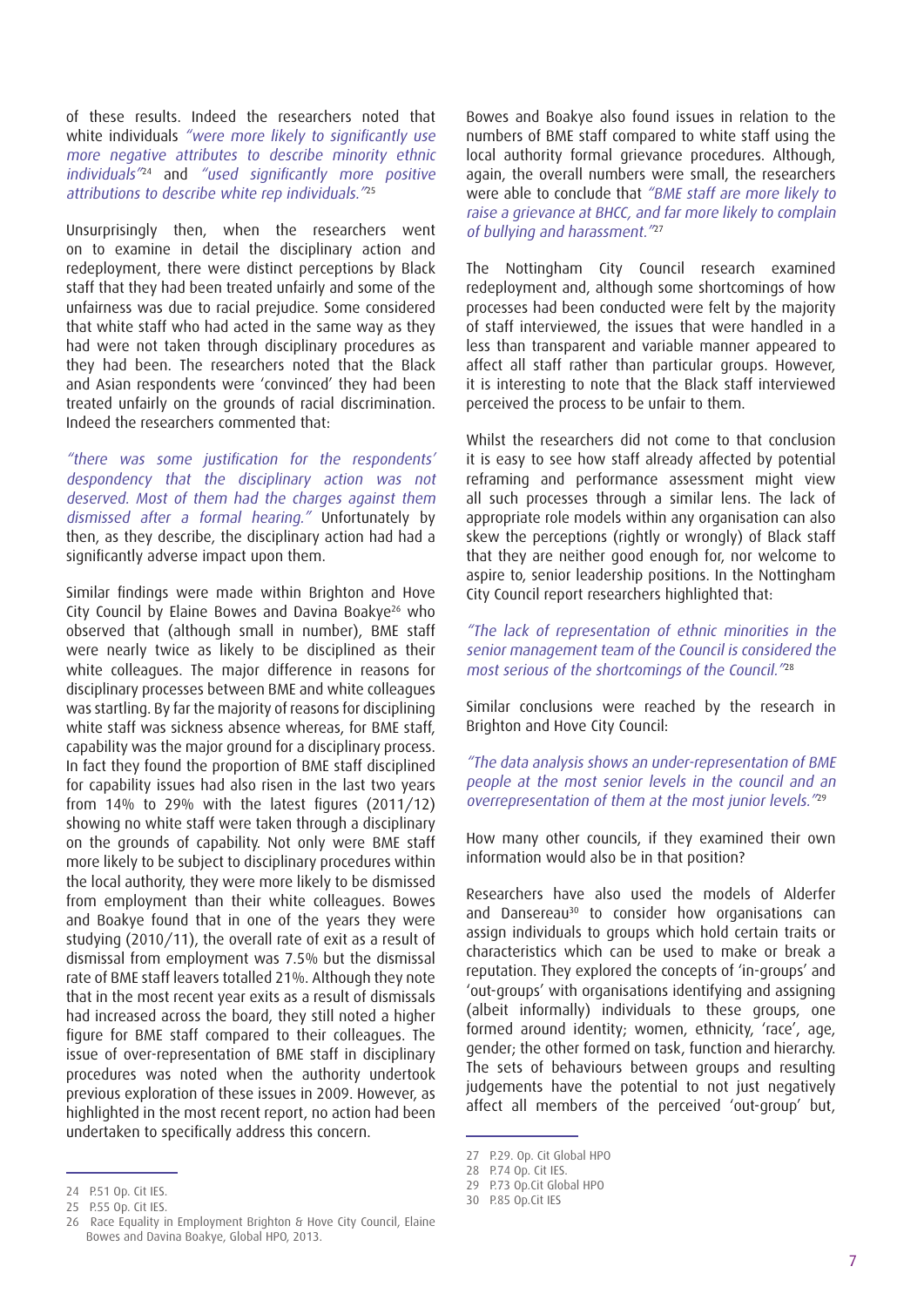of these results. Indeed the researchers noted that white individuals *"were more likely to significantly use more negative attributes to describe minority ethnic individuals"*[24] and *"used significantly more positive attributions to describe white rep individuals."*[25]

Unsurprisingly then, when the researchers went on to examine in detail the disciplinary action and redeployment, there were distinct perceptions by Black staff that they had been treated unfairly and some of the unfairness was due to racial prejudice. Some considered that white staff who had acted in the same way as they had were not taken through disciplinary procedures as they had been. The researchers noted that the Black and Asian respondents were 'convinced' they had been treated unfairly on the grounds of racial discrimination. Indeed the researchers commented that:

*"there was some justification for the respondents' despondency that the disciplinary action was not deserved. Most of them had the charges against them dismissed after a formal hearing."* Unfortunately by then, as they describe, the disciplinary action had had a significantly adverse impact upon them.

Similar findings were made within Brighton and Hove City Council by Elaine Bowes and Davina Boakye[26] who observed that (although small in number), BME staff were nearly twice as likely to be disciplined as their white colleagues. The major difference in reasons for disciplinary processes between BME and white colleagues was startling. By far the majority of reasons for disciplining white staff was sickness absence whereas, for BME staff, capability was the major ground for a disciplinary process. In fact they found the proportion of BME staff disciplined for capability issues had also risen in the last two years from 14% to 29% with the latest figures (2011/12) showing no white staff were taken through a disciplinary on the grounds of capability. Not only were BME staff more likely to be subject to disciplinary procedures within the local authority, they were more likely to be dismissed from employment than their white colleagues. Bowes and Boakye found that in one of the years they were studying (2010/11), the overall rate of exit as a result of dismissal from employment was 7.5% but the dismissal rate of BME staff leavers totalled 21%. Although they note that in the most recent year exits as a result of dismissals had increased across the board, they still noted a higher figure for BME staff compared to their colleagues. The issue of over-representation of BME staff in disciplinary procedures was noted when the authority undertook previous exploration of these issues in 2009. However, as highlighted in the most recent report, no action had been undertaken to specifically address this concern.

Bowes and Boakye also found issues in relation to the numbers of BME staff compared to white staff using the local authority formal grievance procedures. Although, again, the overall numbers were small, the researchers were able to conclude that *"BME staff are more likely to raise a grievance at BHCC, and far more likely to complain of bullying and harassment."*[27]

The Nottingham City Council research examined redeployment and, although some shortcomings of how processes had been conducted were felt by the majority of staff interviewed, the issues that were handled in a less than transparent and variable manner appeared to affect all staff rather than particular groups. However, it is interesting to note that the Black staff interviewed perceived the process to be unfair to them.

Whilst the researchers did not come to that conclusion it is easy to see how staff already affected by potential reframing and performance assessment might view all such processes through a similar lens. The lack of appropriate role models within any organisation can also skew the perceptions (rightly or wrongly) of Black staff that they are neither good enough for, nor welcome to aspire to, senior leadership positions. In the Nottingham City Council report researchers highlighted that:

*"The lack of representation of ethnic minorities in the senior management team of the Council is considered the most serious of the shortcomings of the Council."*[28]

Similar conclusions were reached by the research in Brighton and Hove City Council:

*"The data analysis shows an under-representation of BME people at the most senior levels in the council and an overrepresentation of them at the most junior levels."*[29]

How many other councils, if they examined their own information would also be in that position?

Researchers have also used the models of Alderfer and Dansereau[30] to consider how organisations can assign individuals to groups which hold certain traits or characteristics which can be used to make or break a reputation. They explored the concepts of 'in-groups' and 'out-groups' with organisations identifying and assigning (albeit informally) individuals to these groups, one formed around identity; women, ethnicity, 'race', age, gender; the other formed on task, function and hierarchy. The sets of behaviours between groups and resulting judgements have the potential to not just negatively affect all members of the perceived 'out-group' but,

---

24 P.51 Op. Cit IES.

25 P.55 Op. Cit IES.

26 Race Equality in Employment Brighton & Hove City Council, Elaine Bowes and Davina Boakye, Global HPO, 2013.

27 P.29. Op. Cit Global HPO

28 P.74 Op. Cit IES.

29 P.73 Op.Cit Global HPO

30 P.85 Op.Cit IES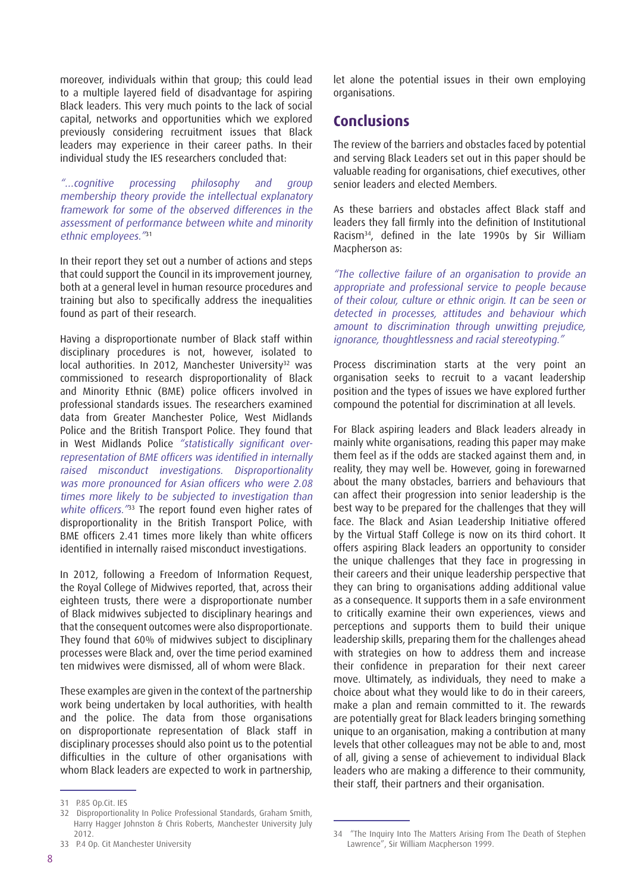moreover, individuals within that group; this could lead to a multiple layered field of disadvantage for aspiring Black leaders. This very much points to the lack of social capital, networks and opportunities which we explored previously considering recruitment issues that Black leaders may experience in their career paths. In their individual study the IES researchers concluded that:

*"...cognitive processing philosophy and group membership theory provide the intellectual explanatory framework for some of the observed differences in the assessment of performance between white and minority ethnic employees."*[31]

In their report they set out a number of actions and steps that could support the Council in its improvement journey, both at a general level in human resource procedures and training but also to specifically address the inequalities found as part of their research.

Having a disproportionate number of Black staff within disciplinary procedures is not, however, isolated to local authorities. In 2012, Manchester University[32] was commissioned to research disproportionality of Black and Minority Ethnic (BME) police officers involved in professional standards issues. The researchers examined data from Greater Manchester Police, West Midlands Police and the British Transport Police. They found that in West Midlands Police *"statistically significant over-representation of BME officers was identified in internally raised misconduct investigations. Disproportionality was more pronounced for Asian officers who were 2.08 times more likely to be subjected to investigation than white officers."*[33] The report found even higher rates of disproportionality in the British Transport Police, with BME officers 2.41 times more likely than white officers identified in internally raised misconduct investigations.

In 2012, following a Freedom of Information Request, the Royal College of Midwives reported, that, across their eighteen trusts, there were a disproportionate number of Black midwives subjected to disciplinary hearings and that the consequent outcomes were also disproportionate. They found that 60% of midwives subject to disciplinary processes were Black and, over the time period examined ten midwives were dismissed, all of whom were Black.

These examples are given in the context of the partnership work being undertaken by local authorities, with health and the police. The data from those organisations on disproportionate representation of Black staff in disciplinary processes should also point us to the potential difficulties in the culture of other organisations with whom Black leaders are expected to work in partnership, let alone the potential issues in their own employing organisations.

## Conclusions

The review of the barriers and obstacles faced by potential and serving Black Leaders set out in this paper should be valuable reading for organisations, chief executives, other senior leaders and elected Members.

As these barriers and obstacles affect Black staff and leaders they fall firmly into the definition of Institutional Racism[34], defined in the late 1990s by Sir William Macpherson as:

*"The collective failure of an organisation to provide an appropriate and professional service to people because of their colour, culture or ethnic origin. It can be seen or detected in processes, attitudes and behaviour which amount to discrimination through unwitting prejudice, ignorance, thoughtlessness and racial stereotyping."*

Process discrimination starts at the very point an organisation seeks to recruit to a vacant leadership position and the types of issues we have explored further compound the potential for discrimination at all levels.

For Black aspiring leaders and Black leaders already in mainly white organisations, reading this paper may make them feel as if the odds are stacked against them and, in reality, they may well be. However, going in forewarned about the many obstacles, barriers and behaviours that can affect their progression into senior leadership is the best way to be prepared for the challenges that they will face. The Black and Asian Leadership Initiative offered by the Virtual Staff College is now on its third cohort. It offers aspiring Black leaders an opportunity to consider the unique challenges that they face in progressing in their careers and their unique leadership perspective that they can bring to organisations adding additional value as a consequence. It supports them in a safe environment to critically examine their own experiences, views and perceptions and supports them to build their unique leadership skills, preparing them for the challenges ahead with strategies on how to address them and increase their confidence in preparation for their next career move. Ultimately, as individuals, they need to make a choice about what they would like to do in their careers, make a plan and remain committed to it. The rewards are potentially great for Black leaders bringing something unique to an organisation, making a contribution at many levels that other colleagues may not be able to and, most of all, giving a sense of achievement to individual Black leaders who are making a difference to their community, their staff, their partners and their organisation.

---

31 P.85 Op.Cit. IES

32 Disproportionality In Police Professional Standards, Graham Smith, Harry Hagger Johnston & Chris Roberts, Manchester University July 2012.

33 P.4 Op. Cit Manchester University

34 "The Inquiry Into The Matters Arising From The Death of Stephen Lawrence", Sir William Macpherson 1999.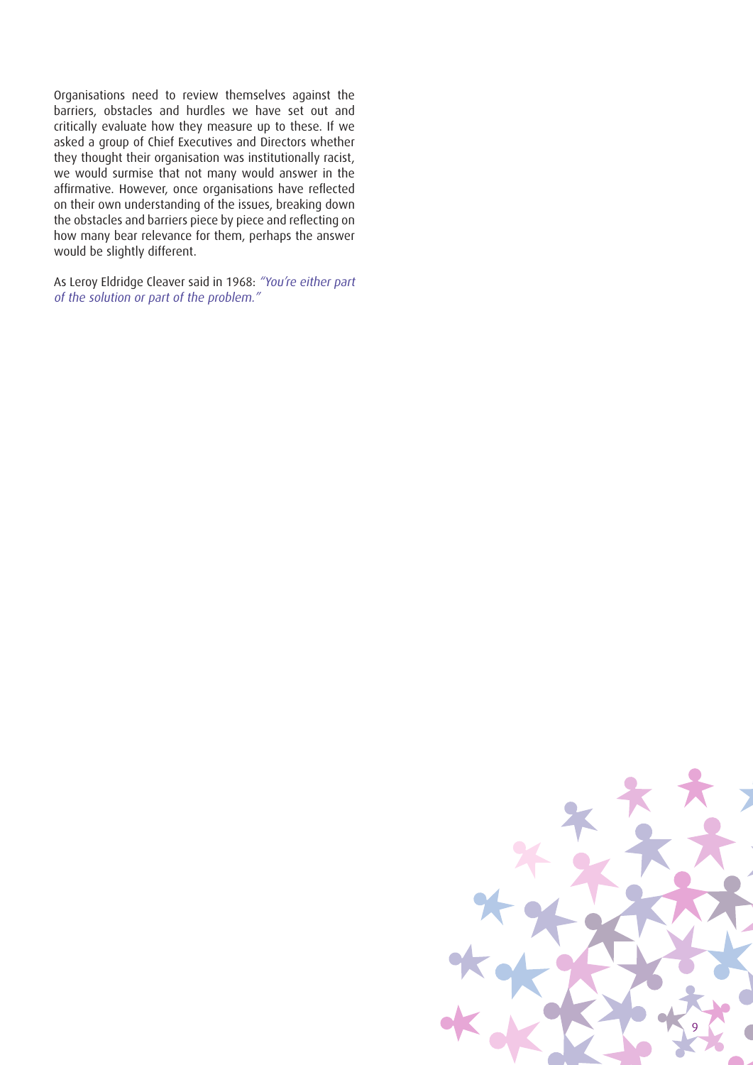Organisations need to review themselves against the barriers, obstacles and hurdles we have set out and critically evaluate how they measure up to these. If we asked a group of Chief Executives and Directors whether they thought their organisation was institutionally racist, we would surmise that not many would answer in the affirmative. However, once organisations have reflected on their own understanding of the issues, breaking down the obstacles and barriers piece by piece and reflecting on how many bear relevance for them, perhaps the answer would be slightly different.

As Leroy Eldridge Cleaver said in 1968: *"You're either part of the solution or part of the problem."*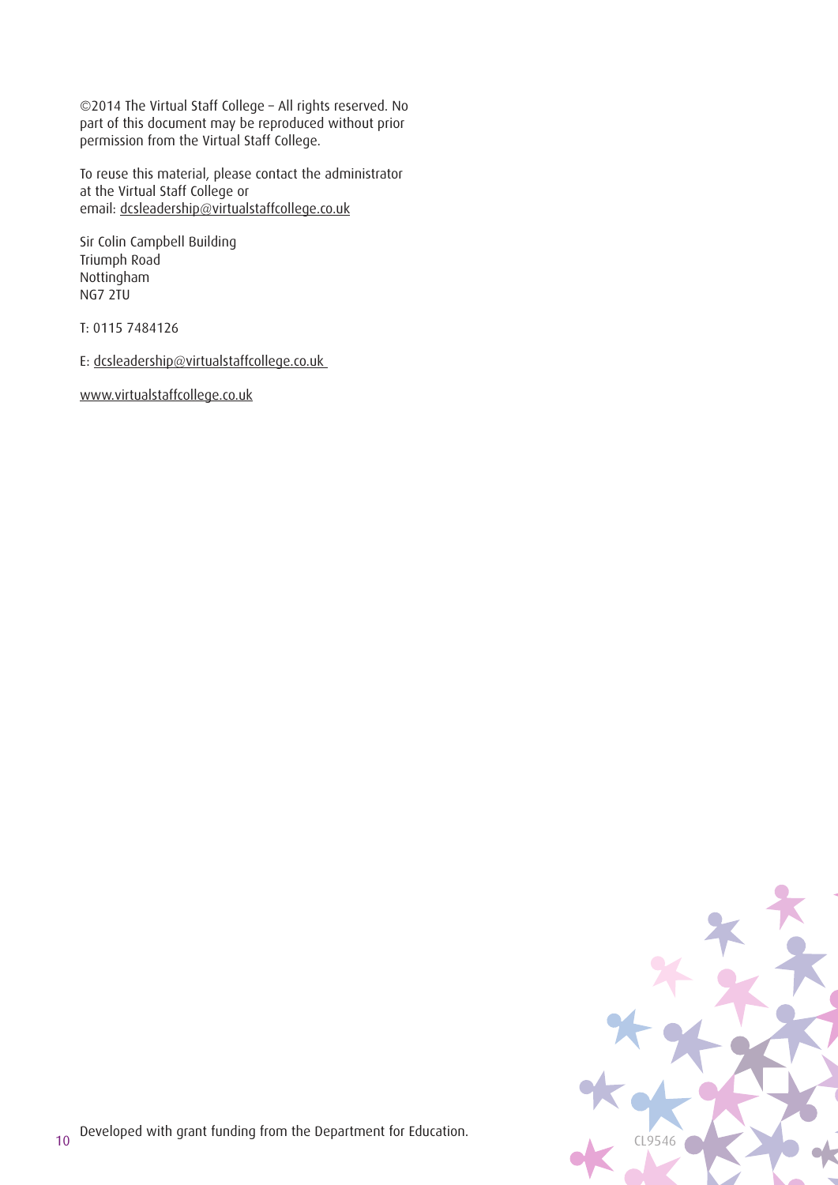©2014 The Virtual Staff College – All rights reserved. No part of this document may be reproduced without prior permission from the Virtual Staff College.

To reuse this material, please contact the administrator at the Virtual Staff College or email: dcsleadership@virtualstaffcollege.co.uk

Sir Colin Campbell Building
Triumph Road
Nottingham
NG7 2TU

T: 0115 7484126

E: dcsleadership@virtualstaffcollege.co.uk

www.virtualstaffcollege.co.uk

Developed with grant funding from the Department for Education.

CL9546